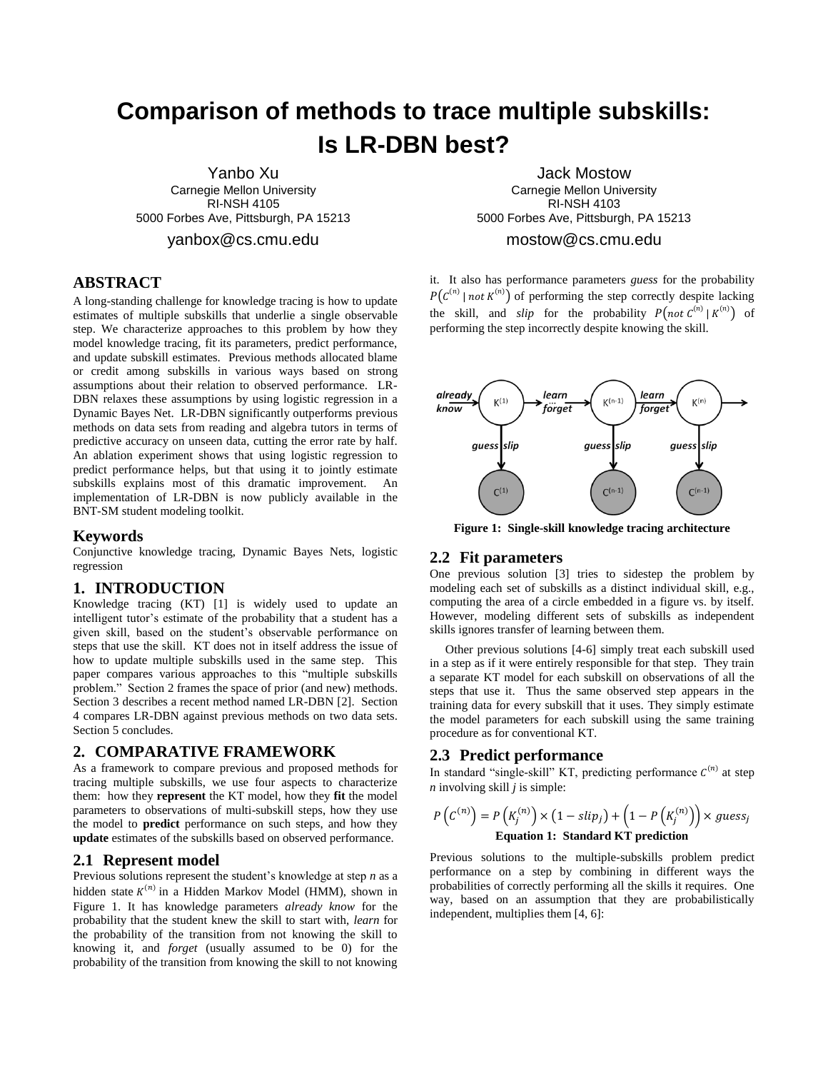# Comparison of methods to trace multiple subskills: Is LR-DBN best?

Yanbo Xu
Carnegie Mellon University
RI-NSH 4105
5000 Forbes Ave, Pittsburgh, PA 15213
yanbox@cs.cmu.edu

Jack Mostow
Carnegie Mellon University
RI-NSH 4103
5000 Forbes Ave, Pittsburgh, PA 15213
mostow@cs.cmu.edu

## ABSTRACT

A long-standing challenge for knowledge tracing is how to update estimates of multiple subskills that underlie a single observable step. We characterize approaches to this problem by how they model knowledge tracing, fit its parameters, predict performance, and update subskill estimates. Previous methods allocated blame or credit among subskills in various ways based on strong assumptions about their relation to observed performance. LR-DBN relaxes these assumptions by using logistic regression in a Dynamic Bayes Net. LR-DBN significantly outperforms previous methods on data sets from reading and algebra tutors in terms of predictive accuracy on unseen data, cutting the error rate by half. An ablation experiment shows that using logistic regression to predict performance helps, but that using it to jointly estimate subskills explains most of this dramatic improvement. An implementation of LR-DBN is now publicly available in the BNT-SM student modeling toolkit.

### Keywords

Conjunctive knowledge tracing, Dynamic Bayes Nets, logistic regression

## 1. INTRODUCTION

Knowledge tracing (KT) [1] is widely used to update an intelligent tutor's estimate of the probability that a student has a given skill, based on the student's observable performance on steps that use the skill. KT does not in itself address the issue of how to update multiple subskills used in the same step. This paper compares various approaches to this "multiple subskills problem." Section 2 frames the space of prior (and new) methods. Section 3 describes a recent method named LR-DBN [2]. Section 4 compares LR-DBN against previous methods on two data sets. Section 5 concludes.

## 2. COMPARATIVE FRAMEWORK

As a framework to compare previous and proposed methods for tracing multiple subskills, we use four aspects to characterize them: how they **represent** the KT model, how they **fit** the model parameters to observations of multi-subskill steps, how they use the model to **predict** performance on such steps, and how they **update** estimates of the subskills based on observed performance.

### 2.1 Represent model

Previous solutions represent the student's knowledge at step *n* as a hidden state $K^{(n)}$ in a Hidden Markov Model (HMM), shown in Figure 1. It has knowledge parameters *already know* for the probability that the student knew the skill to start with, *learn* for the probability of the transition from not knowing the skill to knowing it, and *forget* (usually assumed to be 0) for the probability of the transition from knowing the skill to not knowing it. It also has performance parameters *guess* for the probability $P(C^{(n)} \mid not\ K^{(n)})$ of performing the step correctly despite lacking the skill, and *slip* for the probability $P(not\ C^{(n)} \mid K^{(n)})$ of performing the step incorrectly despite knowing the skill.

**Figure 1: Single-skill knowledge tracing architecture**

### 2.2 Fit parameters

One previous solution [3] tries to sidestep the problem by modeling each set of subskills as a distinct individual skill, e.g., computing the area of a circle embedded in a figure vs. by itself. However, modeling different sets of subskills as independent skills ignores transfer of learning between them.

Other previous solutions [4-6] simply treat each subskill used in a step as if it were entirely responsible for that step. They train a separate KT model for each subskill on observations of all the steps that use it. Thus the same observed step appears in the training data for every subskill that it uses. They simply estimate the model parameters for each subskill using the same training procedure as for conventional KT.

### 2.3 Predict performance

In standard "single-skill" KT, predicting performance $C^{(n)}$ at step *n* involving skill *j* is simple:

$$P\left(C^{(n)}\right) = P\left(K_j^{(n)}\right) \times \left(1 - slip_j\right) + \left(1 - P\left(K_j^{(n)}\right)\right) \times guess_j$$

**Equation 1: Standard KT prediction**

Previous solutions to the multiple-subskills problem predict performance on a step by combining in different ways the probabilities of correctly performing all the skills it requires. One way, based on an assumption that they are probabilistically independent, multiplies them [4, 6]: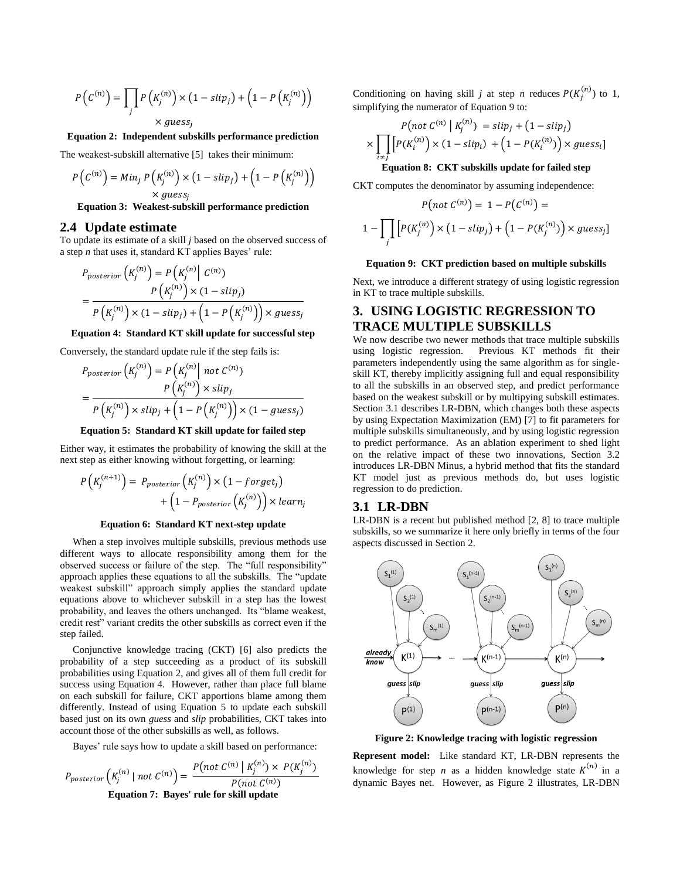$$P\left(C^{(n)}\right) = \prod_j P\left(K_j^{(n)}\right) \times \left(1 - slip_j\right) + \left(1 - P\left(K_j^{(n)}\right)\right) \times guess_j$$

**Equation 2: Independent subskills performance prediction**

The weakest-subskill alternative [5] takes their minimum:

$$P\left(C^{(n)}\right) = Min_j\ P\left(K_j^{(n)}\right) \times \left(1 - slip_j\right) + \left(1 - P\left(K_j^{(n)}\right)\right) \times guess_j$$

**Equation 3: Weakest-subskill performance prediction**

## 2.4 Update estimate

To update its estimate of a skill *j* based on the observed success of a step *n* that uses it, standard KT applies Bayes' rule:

$$P_{posterior}\left(K_j^{(n)}\right) = P\left(K_j^{(n)} \middle| C^{(n)}\right) = \frac{P\left(K_j^{(n)}\right) \times (1 - slip_j)}{P\left(K_j^{(n)}\right) \times (1 - slip_j) + \left(1 - P\left(K_j^{(n)}\right)\right) \times guess_j}$$

**Equation 4: Standard KT skill update for successful step**

Conversely, the standard update rule if the step fails is:

$$P_{posterior}\left(K_j^{(n)}\right) = P\left(K_j^{(n)} \middle| \ not\ C^{(n)}\right) = \frac{P\left(K_j^{(n)}\right) \times slip_j}{P\left(K_j^{(n)}\right) \times slip_j + \left(1 - P\left(K_j^{(n)}\right)\right) \times (1 - guess_j)}$$

**Equation 5: Standard KT skill update for failed step**

Either way, it estimates the probability of knowing the skill at the next step as either knowing without forgetting, or learning:

$$P\left(K_j^{(n+1)}\right) = P_{posterior}\left(K_j^{(n)}\right) \times \left(1 - forget_j\right) + \left(1 - P_{posterior}\left(K_j^{(n)}\right)\right) \times learn_j$$

**Equation 6: Standard KT next-step update**

When a step involves multiple subskills, previous methods use different ways to allocate responsibility among them for the observed success or failure of the step. The "full responsibility" approach applies these equations to all the subskills. The "update weakest subskill" approach simply applies the standard update equations above to whichever subskill in a step has the lowest probability, and leaves the others unchanged. Its "blame weakest, credit rest" variant credits the other subskills as correct even if the step failed.

Conjunctive knowledge tracing (CKT) [6] also predicts the probability of a step succeeding as a product of its subskill probabilities using Equation 2, and gives all of them full credit for success using Equation 4. However, rather than place full blame on each subskill for failure, CKT apportions blame among them differently. Instead of using Equation 5 to update each subskill based just on its own *guess* and *slip* probabilities, CKT takes into account those of the other subskills as well, as follows.

Bayes' rule says how to update a skill based on performance:

$$P_{posterior}\left(K_j^{(n)} \mid not\ C^{(n)}\right) = \frac{P\left(not\ C^{(n)} \mid K_j^{(n)}\right) \times P(K_j^{(n)})}{P(not\ C^{(n)})}$$

**Equation 7: Bayes' rule for skill update**

Conditioning on having skill *j* at step *n* reduces $P(K_j^{(n)})$ to 1, simplifying the numerator of Equation 9 to:

$$P\left(not\ C^{(n)} \mid K_j^{(n)}\right) = slip_j + \left(1 - slip_j\right) \times \prod_{i \neq j} \left[P(K_i^{(n)}) \times (1 - slip_i) + \left(1 - P(K_i^{(n)})\right) \times guess_i\right]$$

**Equation 8: CKT subskills update for failed step**

CKT computes the denominator by assuming independence:

$$P\left(not\ C^{(n)}\right) = 1 - P\left(C^{(n)}\right) = 1 - \prod_j \left[P(K_j^{(n)}) \times \left(1 - slip_j\right) + \left(1 - P(K_j^{(n)})\right) \times guess_j\right]$$

**Equation 9: CKT prediction based on multiple subskills**

Next, we introduce a different strategy of using logistic regression in KT to trace multiple subskills.

# 3. USING LOGISTIC REGRESSION TO TRACE MULTIPLE SUBSKILLS

We now describe two newer methods that trace multiple subskills using logistic regression. Previous KT methods fit their parameters independently using the same algorithm as for single-skill KT, thereby implicitly assigning full and equal responsibility to all the subskills in an observed step, and predict performance based on the weakest subskill or by multipying subskill estimates. Section 3.1 describes LR-DBN, which changes both these aspects by using Expectation Maximization (EM) [7] to fit parameters for multiple subskills simultaneously, and by using logistic regression to predict performance. As an ablation experiment to shed light on the relative impact of these two innovations, Section 3.2 introduces LR-DBN Minus, a hybrid method that fits the standard KT model just as previous methods do, but uses logistic regression to do prediction.

## 3.1 LR-DBN

LR-DBN is a recent but published method [2, 8] to trace multiple subskills, so we summarize it here only briefly in terms of the four aspects discussed in Section 2.

**Figure 2: Knowledge tracing with logistic regression**

**Represent model:** Like standard KT, LR-DBN represents the knowledge for step *n* as a hidden knowledge state $K^{(n)}$ in a dynamic Bayes net. However, as Figure 2 illustrates, LR-DBN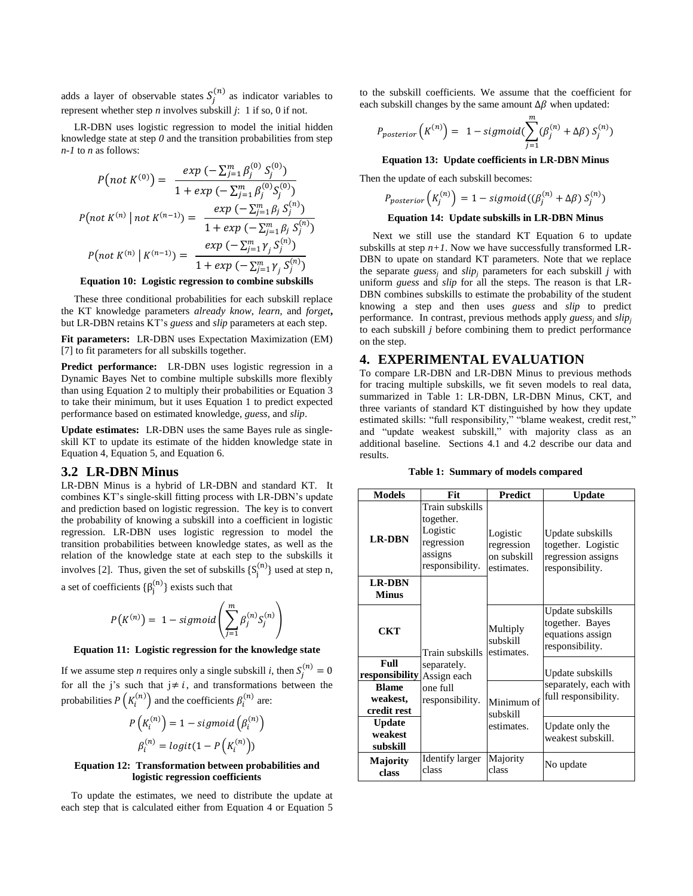adds a layer of observable states $S_j^{(n)}$ as indicator variables to represent whether step *n* involves subskill *j*: 1 if so, 0 if not.

LR-DBN uses logistic regression to model the initial hidden knowledge state at step *0* and the transition probabilities from step *n-1* to *n* as follows:

$$P(not\ K^{(0)}) = \frac{exp\ (-\sum_{j=1}^{m} \beta_j^{(0)} S_j^{(0)})}{1 + exp\ (-\sum_{j=1}^{m} \beta_j^{(0)} S_j^{(0)})}$$

$$P(not\ K^{(n)} \mid not\ K^{(n-1)}) = \frac{exp\ (-\sum_{j=1}^{m} \beta_j S_j^{(n)})}{1 + exp\ (-\sum_{j=1}^{m} \beta_j S_j^{(n)})}$$

$$P(not\ K^{(n)} \mid K^{(n-1)}) = \frac{exp\ (-\sum_{j=1}^{m} \gamma_j S_j^{(n)})}{1 + exp\ (-\sum_{j=1}^{m} \gamma_j S_j^{(n)})}$$

**Equation 10: Logistic regression to combine subskills**

These three conditional probabilities for each subskill replace the KT knowledge parameters *already know*, *learn*, and *forget***,** but LR-DBN retains KT's *guess* and *slip* parameters at each step.

**Fit parameters:** LR-DBN uses Expectation Maximization (EM) [7] to fit parameters for all subskills together.

**Predict performance:** LR-DBN uses logistic regression in a Dynamic Bayes Net to combine multiple subskills more flexibly than using Equation 2 to multiply their probabilities or Equation 3 to take their minimum, but it uses Equation 1 to predict expected performance based on estimated knowledge, *guess*, and *slip*.

**Update estimates:** LR-DBN uses the same Bayes rule as single-skill KT to update its estimate of the hidden knowledge state in Equation 4, Equation 5, and Equation 6.

## 3.2 LR-DBN Minus

LR-DBN Minus is a hybrid of LR-DBN and standard KT. It combines KT's single-skill fitting process with LR-DBN's update and prediction based on logistic regression. The key is to convert the probability of knowing a subskill into a coefficient in logistic regression. LR-DBN uses logistic regression to model the transition probabilities between knowledge states, as well as the relation of the knowledge state at each step to the subskills it involves [2]. Thus, given the set of subskills $\{S_j^{(n)}\}$ used at step n, a set of coefficients $\{\beta_j^{(n)}\}$ exists such that

$$P(K^{(n)}) = 1 - sigmoid\left(\sum_{j=1}^{m} \beta_j^{(n)} S_j^{(n)}\right)$$

**Equation 11: Logistic regression for the knowledge state**

If we assume step *n* requires only a single subskill *i*, then $S_j^{(n)} = 0$ for all the j's such that $j \neq i$, and transformations between the probabilities $P\left(K_i^{(n)}\right)$ and the coefficients $\beta_i^{(n)}$ are:

$$P\left(K_i^{(n)}\right) = 1 - sigmoid\left(\beta_i^{(n)}\right)$$

$$\beta_i^{(n)} = logit(1 - P\left(K_i^{(n)}\right))$$

**Equation 12: Transformation between probabilities and logistic regression coefficients**

To update the estimates, we need to distribute the update at each step that is calculated either from Equation 4 or Equation 5 to the subskill coefficients. We assume that the coefficient for each subskill changes by the same amount $\Delta\beta$ when updated:

$$P_{posterior}\left(K^{(n)}\right) = 1 - sigmoid(\sum_{j=1}^{m} (\beta_j^{(n)} + \Delta\beta)\ S_j^{(n)})$$

**Equation 13: Update coefficients in LR-DBN Minus**

Then the update of each subskill becomes:

$$P_{posterior}\left(K_j^{(n)}\right) = 1 - sigmoid((\beta_j^{(n)} + \Delta\beta)\ S_j^{(n)})$$

**Equation 14: Update subskills in LR-DBN Minus**

Next we still use the standard KT Equation 6 to update subskills at step *n+1*. Now we have successfully transformed LR-DBN to upate on standard KT parameters. Note that we replace the separate $guess_j$ and $slip_j$ parameters for each subskill *j* with uniform *guess* and *slip* for all the steps. The reason is that LR-DBN combines subskills to estimate the probability of the student knowing a step and then uses *guess* and *slip* to predict performance. In contrast, previous methods apply $guess_j$ and $slip_j$ to each subskill *j* before combining them to predict performance on the step.

# 4. EXPERIMENTAL EVALUATION

To compare LR-DBN and LR-DBN Minus to previous methods for tracing multiple subskills, we fit seven models to real data, summarized in Table 1: LR-DBN, LR-DBN Minus, CKT, and three variants of standard KT distinguished by how they update estimated skills: "full responsibility," "blame weakest, credit rest," and "update weakest subskill," with majority class as an additional baseline. Sections 4.1 and 4.2 describe our data and results.

**Table 1: Summary of models compared**

| Models | Fit | Predict | Update |
|---|---|---|---|
| **LR-DBN** | Train subskills together. Logistic regression assigns responsibility. | Logistic regression on subskill estimates. | Update subskills together. Logistic regression assigns responsibility. |
| **LR-DBN Minus** | Train subskills separately. Assign each one full responsibility. | Logistic regression on subskill estimates. | Update subskills together. Logistic regression assigns responsibility. |
| **CKT** | Train subskills separately. Assign each one full responsibility. | Multiply subskill estimates. | Update subskills together. Bayes equations assign responsibility. |
| **Full responsibility** | Train subskills separately. Assign each one full responsibility. | Multiply subskill estimates. | Update subskills separately, each with full responsibility. |
| **Blame weakest, credit rest** | Train subskills separately. Assign each one full responsibility. | Minimum of subskill estimates. | Update subskills separately, each with full responsibility. |
| **Update weakest subskill** | Train subskills separately. Assign each one full responsibility. | Minimum of subskill estimates. | Update only the weakest subskill. |
| **Majority class** | Identify larger class | Majority class | No update |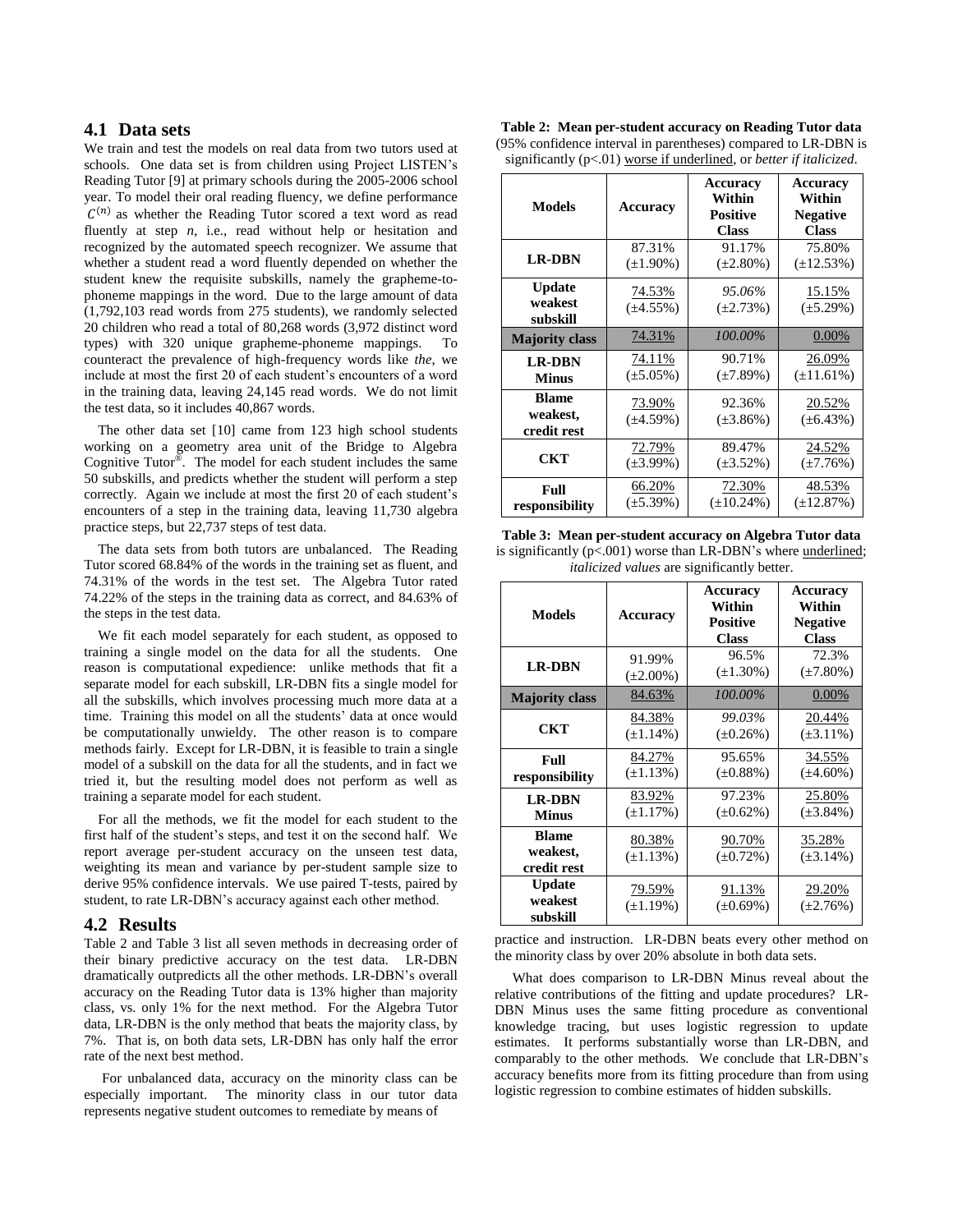## 4.1 Data sets

We train and test the models on real data from two tutors used at schools. One data set is from children using Project LISTEN's Reading Tutor [9] at primary schools during the 2005-2006 school year. To model their oral reading fluency, we define performance $C^{(n)}$ as whether the Reading Tutor scored a text word as read fluently at step *n*, i.e., read without help or hesitation and recognized by the automated speech recognizer. We assume that whether a student read a word fluently depended on whether the student knew the requisite subskills, namely the grapheme-to-phoneme mappings in the word. Due to the large amount of data (1,792,103 read words from 275 students), we randomly selected 20 children who read a total of 80,268 words (3,972 distinct word types) with 320 unique grapheme-phoneme mappings. To counteract the prevalence of high-frequency words like *the*, we include at most the first 20 of each student's encounters of a word in the training data, leaving 24,145 read words. We do not limit the test data, so it includes 40,867 words.

The other data set [10] came from 123 high school students working on a geometry area unit of the Bridge to Algebra Cognitive Tutor®. The model for each student includes the same 50 subskills, and predicts whether the student will perform a step correctly. Again we include at most the first 20 of each student's encounters of a step in the training data, leaving 11,730 algebra practice steps, but 22,737 steps of test data.

The data sets from both tutors are unbalanced. The Reading Tutor scored 68.84% of the words in the training set as fluent, and 74.31% of the words in the test set. The Algebra Tutor rated 74.22% of the steps in the training data as correct, and 84.63% of the steps in the test data.

We fit each model separately for each student, as opposed to training a single model on the data for all the students. One reason is computational expedience: unlike methods that fit a separate model for each subskill, LR-DBN fits a single model for all the subskills, which involves processing much more data at a time. Training this model on all the students' data at once would be computationally unwieldy. The other reason is to compare methods fairly. Except for LR-DBN, it is feasible to train a single model of a subskill on the data for all the students, and in fact we tried it, but the resulting model does not perform as well as training a separate model for each student.

For all the methods, we fit the model for each student to the first half of the student's steps, and test it on the second half. We report average per-student accuracy on the unseen test data, weighting its mean and variance by per-student sample size to derive 95% confidence intervals. We use paired T-tests, paired by student, to rate LR-DBN's accuracy against each other method.

## 4.2 Results

Table 2 and Table 3 list all seven methods in decreasing order of their binary predictive accuracy on the test data. LR-DBN dramatically outpredicts all the other methods. LR-DBN's overall accuracy on the Reading Tutor data is 13% higher than majority class, vs. only 1% for the next method. For the Algebra Tutor data, LR-DBN is the only method that beats the majority class, by 7%. That is, on both data sets, LR-DBN has only half the error rate of the next best method.

For unbalanced data, accuracy on the minority class can be especially important. The minority class in our tutor data represents negative student outcomes to remediate by means of practice and instruction. LR-DBN beats every other method on the minority class by over 20% absolute in both data sets.

**Table 2: Mean per-student accuracy on Reading Tutor data** (95% confidence interval in parentheses) compared to LR-DBN is significantly (p<.01) <u>worse if underlined</u>, or *better if italicized*.

| Models | Accuracy | Accuracy Within Positive Class | Accuracy Within Negative Class |
|---|---|---|---|
| **LR-DBN** | 87.31% (±1.90%) | 91.17% (±2.80%) | 75.80% (±12.53%) |
| **Update weakest subskill** | <u>74.53%</u> (±4.55%) | *95.06%* (±2.73%) | <u>15.15%</u> (±5.29%) |
| **Majority class** | <u>74.31%</u> | *100.00%* | <u>0.00%</u> |
| **LR-DBN Minus** | <u>74.11%</u> (±5.05%) | 90.71% (±7.89%) | <u>26.09%</u> (±11.61%) |
| **Blame weakest, credit rest** | <u>73.90%</u> (±4.59%) | 92.36% (±3.86%) | <u>20.52%</u> (±6.43%) |
| **CKT** | <u>72.79%</u> (±3.99%) | 89.47% (±3.52%) | <u>24.52%</u> (±7.76%) |
| **Full responsibility** | <u>66.20%</u> (±5.39%) | <u>72.30%</u> (±10.24%) | <u>48.53%</u> (±12.87%) |

**Table 3: Mean per-student accuracy on Algebra Tutor data** is significantly (p<.001) worse than LR-DBN's where <u>underlined</u>; *italicized values* are significantly better.

| Models | Accuracy | Accuracy Within Positive Class | Accuracy Within Negative Class |
|---|---|---|---|
| **LR-DBN** | 91.99% (±2.00%) | 96.5% (±1.30%) | 72.3% (±7.80%) |
| **Majority class** | <u>84.63%</u> | *100.00%* | <u>0.00%</u> |
| **CKT** | <u>84.38%</u> (±1.14%) | *99.03%* (±0.26%) | <u>20.44%</u> (±3.11%) |
| **Full responsibility** | <u>84.27%</u> (±1.13%) | 95.65% (±0.88%) | <u>34.55%</u> (±4.60%) |
| **LR-DBN Minus** | <u>83.92%</u> (±1.17%) | 97.23% (±0.62%) | <u>25.80%</u> (±3.84%) |
| **Blame weakest, credit rest** | <u>80.38%</u> (±1.13%) | <u>90.70%</u> (±0.72%) | <u>35.28%</u> (±3.14%) |
| **Update weakest subskill** | <u>79.59%</u> (±1.19%) | <u>91.13%</u> (±0.69%) | <u>29.20%</u> (±2.76%) |

What does comparison to LR-DBN Minus reveal about the relative contributions of the fitting and update procedures? LR-DBN Minus uses the same fitting procedure as conventional knowledge tracing, but uses logistic regression to update estimates. It performs substantially worse than LR-DBN, and comparably to the other methods. We conclude that LR-DBN's accuracy benefits more from its fitting procedure than from using logistic regression to combine estimates of hidden subskills.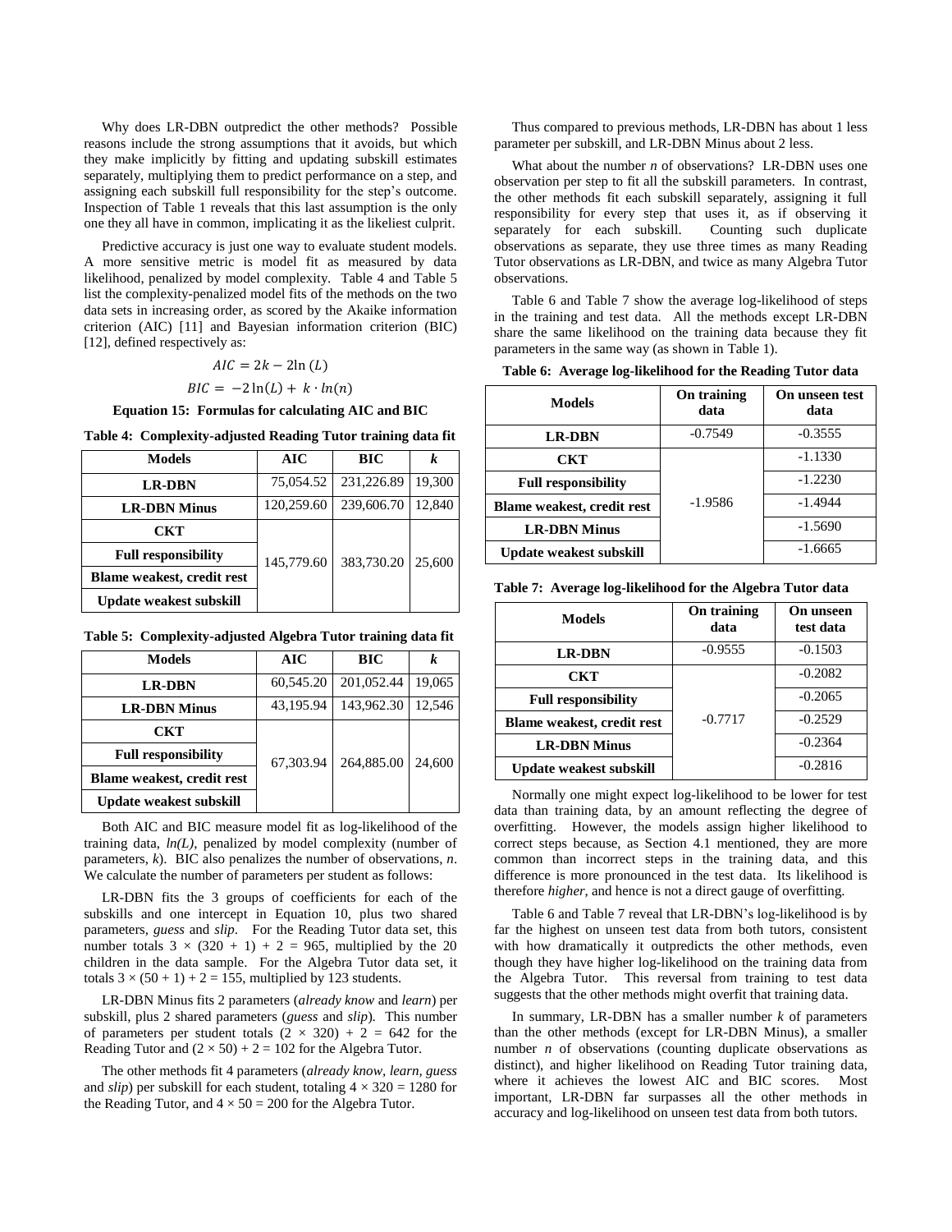Why does LR-DBN outpredict the other methods? Possible reasons include the strong assumptions that it avoids, but which they make implicitly by fitting and updating subskill estimates separately, multiplying them to predict performance on a step, and assigning each subskill full responsibility for the step's outcome. Inspection of Table 1 reveals that this last assumption is the only one they all have in common, implicating it as the likeliest culprit.

Predictive accuracy is just one way to evaluate student models. A more sensitive metric is model fit as measured by data likelihood, penalized by model complexity. Table 4 and Table 5 list the complexity-penalized model fits of the methods on the two data sets in increasing order, as scored by the Akaike information criterion (AIC) [11] and Bayesian information criterion (BIC) [12], defined respectively as:

$$AIC = 2k - 2\ln(L)$$

$$BIC = -2\ln(L) + k \cdot ln(n)$$

**Equation 15: Formulas for calculating AIC and BIC**

**Table 4: Complexity-adjusted Reading Tutor training data fit**

| Models | AIC | BIC | *k* |
|---|---|---|---|
| **LR-DBN** | 75,054.52 | 231,226.89 | 19,300 |
| **LR-DBN Minus** | 120,259.60 | 239,606.70 | 12,840 |
| **CKT** | 145,779.60 | 383,730.20 | 25,600 |
| **Full responsibility** | | | |
| **Blame weakest, credit rest** | | | |
| **Update weakest subskill** | | | |

**Table 5: Complexity-adjusted Algebra Tutor training data fit**

| Models | AIC | BIC | *k* |
|---|---|---|---|
| **LR-DBN** | 60,545.20 | 201,052.44 | 19,065 |
| **LR-DBN Minus** | 43,195.94 | 143,962.30 | 12,546 |
| **CKT** | 67,303.94 | 264,885.00 | 24,600 |
| **Full responsibility** | | | |
| **Blame weakest, credit rest** | | | |
| **Update weakest subskill** | | | |

Both AIC and BIC measure model fit as log-likelihood of the training data, *ln(L)*, penalized by model complexity (number of parameters, *k*). BIC also penalizes the number of observations, *n*. We calculate the number of parameters per student as follows:

LR-DBN fits the 3 groups of coefficients for each of the subskills and one intercept in Equation 10, plus two shared parameters, *guess* and *slip*. For the Reading Tutor data set, this number totals $3 \times (320 + 1) + 2 = 965$, multiplied by the 20 children in the data sample. For the Algebra Tutor data set, it totals $3 \times (50 + 1) + 2 = 155$, multiplied by 123 students.

LR-DBN Minus fits 2 parameters (*already know* and *learn*) per subskill, plus 2 shared parameters (*guess* and *slip*). This number of parameters per student totals $(2 \times 320) + 2 = 642$ for the Reading Tutor and $(2 \times 50) + 2 = 102$ for the Algebra Tutor.

The other methods fit 4 parameters (*already know*, *learn*, *guess* and *slip*) per subskill for each student, totaling $4 \times 320 = 1280$ for the Reading Tutor, and $4 \times 50 = 200$ for the Algebra Tutor.

Thus compared to previous methods, LR-DBN has about 1 less parameter per subskill, and LR-DBN Minus about 2 less.

What about the number *n* of observations? LR-DBN uses one observation per step to fit all the subskill parameters. In contrast, the other methods fit each subskill separately, assigning it full responsibility for every step that uses it, as if observing it separately for each subskill. Counting such duplicate observations as separate, they use three times as many Reading Tutor observations as LR-DBN, and twice as many Algebra Tutor observations.

Table 6 and Table 7 show the average log-likelihood of steps in the training and test data. All the methods except LR-DBN share the same likelihood on the training data because they fit parameters in the same way (as shown in Table 1).

**Table 6: Average log-likelihood for the Reading Tutor data**

| Models | On training data | On unseen test data |
|---|---|---|
| **LR-DBN** | -0.7549 | -0.3555 |
| **CKT** | -1.9586 | -1.1330 |
| **Full responsibility** | | -1.2230 |
| **Blame weakest, credit rest** | | -1.4944 |
| **LR-DBN Minus** | | -1.5690 |
| **Update weakest subskill** | | -1.6665 |

**Table 7: Average log-likelihood for the Algebra Tutor data**

| Models | On training data | On unseen test data |
|---|---|---|
| **LR-DBN** | -0.9555 | -0.1503 |
| **CKT** | -0.7717 | -0.2082 |
| **Full responsibility** | | -0.2065 |
| **Blame weakest, credit rest** | | -0.2529 |
| **LR-DBN Minus** | | -0.2364 |
| **Update weakest subskill** | | -0.2816 |

Normally one might expect log-likelihood to be lower for test data than training data, by an amount reflecting the degree of overfitting. However, the models assign higher likelihood to correct steps because, as Section 4.1 mentioned, they are more common than incorrect steps in the training data, and this difference is more pronounced in the test data. Its likelihood is therefore *higher*, and hence is not a direct gauge of overfitting.

Table 6 and Table 7 reveal that LR-DBN's log-likelihood is by far the highest on unseen test data from both tutors, consistent with how dramatically it outpredicts the other methods, even though they have higher log-likelihood on the training data from the Algebra Tutor. This reversal from training to test data suggests that the other methods might overfit that training data.

In summary, LR-DBN has a smaller number *k* of parameters than the other methods (except for LR-DBN Minus), a smaller number *n* of observations (counting duplicate observations as distinct), and higher likelihood on Reading Tutor training data, where it achieves the lowest AIC and BIC scores. Most important, LR-DBN far surpasses all the other methods in accuracy and log-likelihood on unseen test data from both tutors.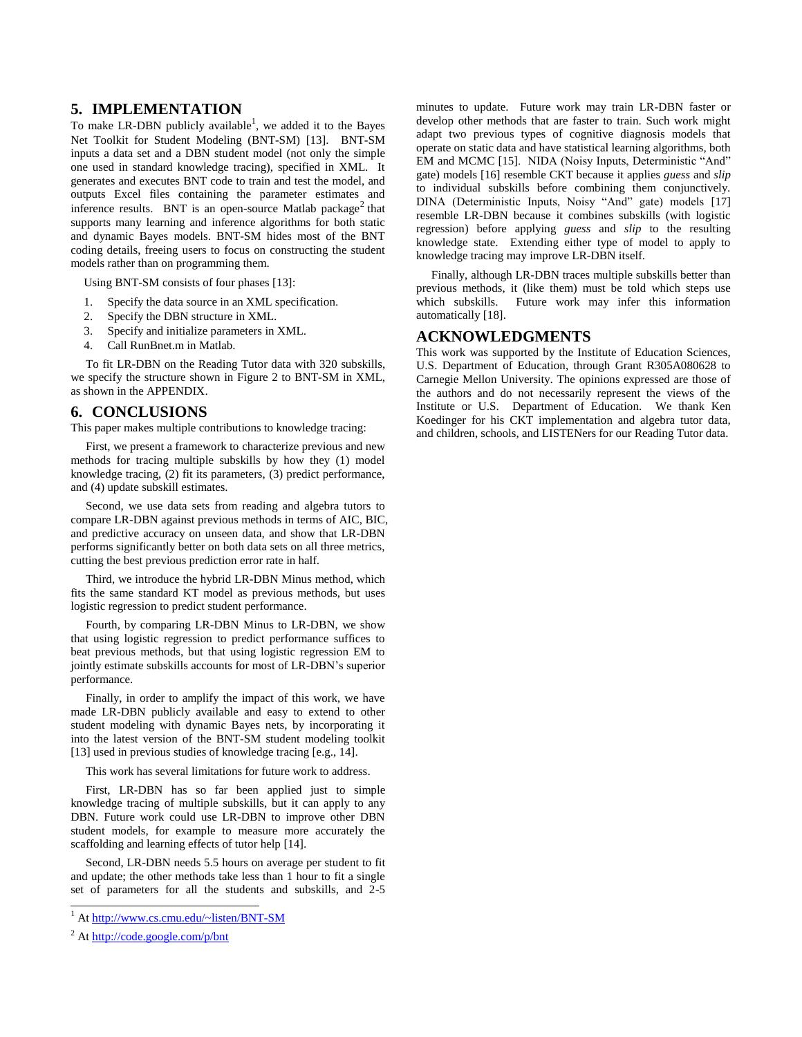## 5. IMPLEMENTATION

To make LR-DBN publicly available[1], we added it to the Bayes Net Toolkit for Student Modeling (BNT-SM) [13]. BNT-SM inputs a data set and a DBN student model (not only the simple one used in standard knowledge tracing), specified in XML. It generates and executes BNT code to train and test the model, and outputs Excel files containing the parameter estimates and inference results. BNT is an open-source Matlab package[2] that supports many learning and inference algorithms for both static and dynamic Bayes models. BNT-SM hides most of the BNT coding details, freeing users to focus on constructing the student models rather than on programming them.

Using BNT-SM consists of four phases [13]:

1. Specify the data source in an XML specification.
2. Specify the DBN structure in XML.
3. Specify and initialize parameters in XML.
4. Call RunBnet.m in Matlab.

To fit LR-DBN on the Reading Tutor data with 320 subskills, we specify the structure shown in Figure 2 to BNT-SM in XML, as shown in the APPENDIX.

## 6. CONCLUSIONS

This paper makes multiple contributions to knowledge tracing:

First, we present a framework to characterize previous and new methods for tracing multiple subskills by how they (1) model knowledge tracing, (2) fit its parameters, (3) predict performance, and (4) update subskill estimates.

Second, we use data sets from reading and algebra tutors to compare LR-DBN against previous methods in terms of AIC, BIC, and predictive accuracy on unseen data, and show that LR-DBN performs significantly better on both data sets on all three metrics, cutting the best previous prediction error rate in half.

Third, we introduce the hybrid LR-DBN Minus method, which fits the same standard KT model as previous methods, but uses logistic regression to predict student performance.

Fourth, by comparing LR-DBN Minus to LR-DBN, we show that using logistic regression to predict performance suffices to beat previous methods, but that using logistic regression EM to jointly estimate subskills accounts for most of LR-DBN's superior performance.

Finally, in order to amplify the impact of this work, we have made LR-DBN publicly available and easy to extend to other student modeling with dynamic Bayes nets, by incorporating it into the latest version of the BNT-SM student modeling toolkit [13] used in previous studies of knowledge tracing [e.g., 14].

This work has several limitations for future work to address.

First, LR-DBN has so far been applied just to simple knowledge tracing of multiple subskills, but it can apply to any DBN. Future work could use LR-DBN to improve other DBN student models, for example to measure more accurately the scaffolding and learning effects of tutor help [14].

Second, LR-DBN needs 5.5 hours on average per student to fit and update; the other methods take less than 1 hour to fit a single set of parameters for all the students and subskills, and 2-5 minutes to update. Future work may train LR-DBN faster or develop other methods that are faster to train. Such work might adapt two previous types of cognitive diagnosis models that operate on static data and have statistical learning algorithms, both EM and MCMC [15]. NIDA (Noisy Inputs, Deterministic "And" gate) models [16] resemble CKT because it applies *guess* and *slip* to individual subskills before combining them conjunctively. DINA (Deterministic Inputs, Noisy "And" gate) models [17] resemble LR-DBN because it combines subskills (with logistic regression) before applying *guess* and *slip* to the resulting knowledge state. Extending either type of model to apply to knowledge tracing may improve LR-DBN itself.

Finally, although LR-DBN traces multiple subskills better than previous methods, it (like them) must be told which steps use which subskills. Future work may infer this information automatically [18].

## ACKNOWLEDGMENTS

This work was supported by the Institute of Education Sciences, U.S. Department of Education, through Grant R305A080628 to Carnegie Mellon University. The opinions expressed are those of the authors and do not necessarily represent the views of the Institute or U.S. Department of Education. We thank Ken Koedinger for his CKT implementation and algebra tutor data, and children, schools, and LISTENers for our Reading Tutor data.

---

[1] At http://www.cs.cmu.edu/~listen/BNT-SM

[2] At http://code.google.com/p/bnt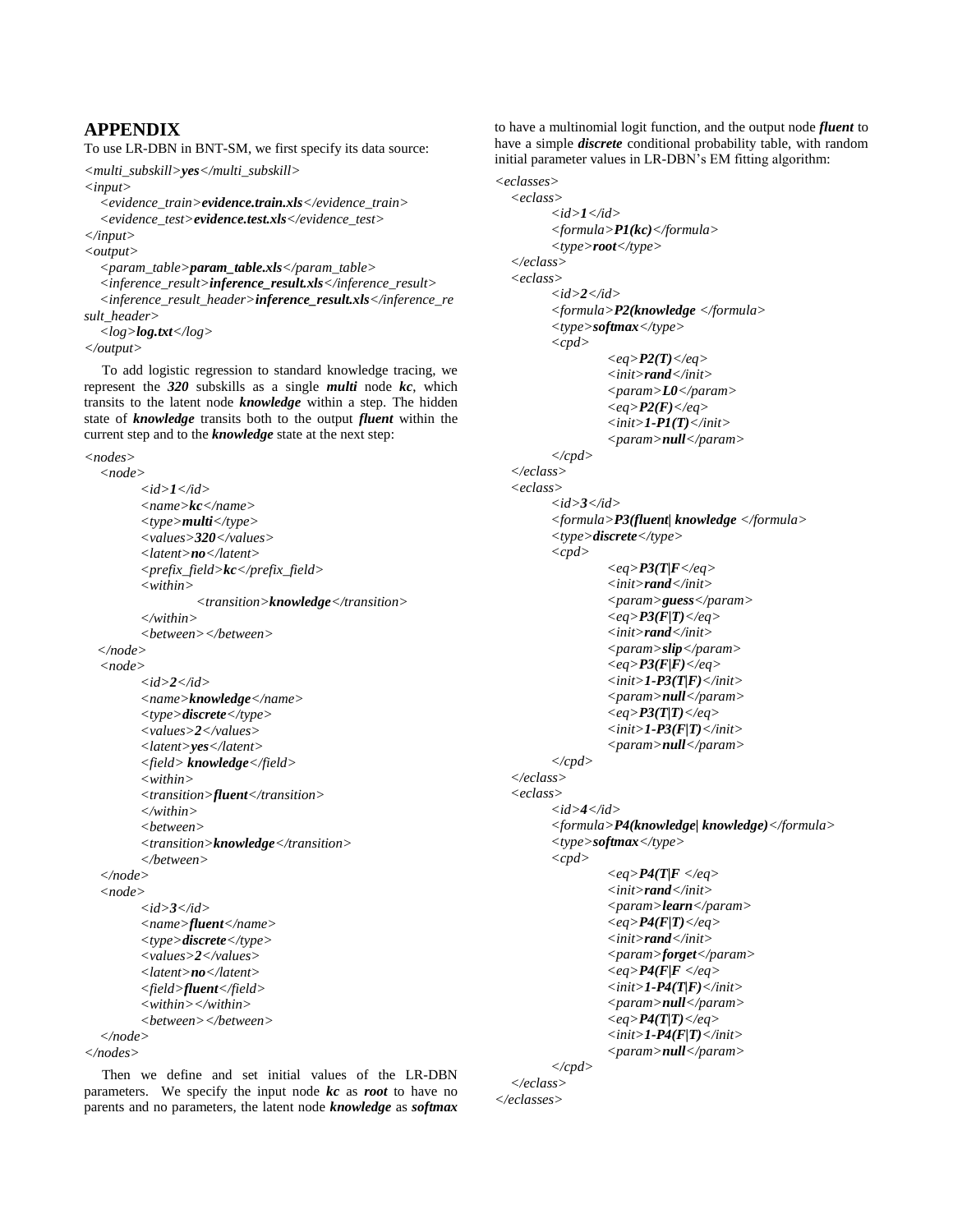## APPENDIX

To use LR-DBN in BNT-SM, we first specify its data source:

```
<multi_subskill>yes</multi_subskill>
<input>
   <evidence_train>evidence.train.xls</evidence_train>
   <evidence_test>evidence.test.xls</evidence_test>
</input>
<output>
   <param_table>param_table.xls</param_table>
   <inference_result>inference_result.xls</inference_result>
   <inference_result_header>inference_result.xls</inference_result_header>
   <log>log.txt</log>
</output>
```

To add logistic regression to standard knowledge tracing, we represent the ***320*** subskills as a single ***multi*** node ***kc***, which transits to the latent node ***knowledge*** within a step. The hidden state of ***knowledge*** transits both to the output ***fluent*** within the current step and to the ***knowledge*** state at the next step:

```
<nodes>
   <node>
         <id>1</id>
         <name>kc</name>
         <type>multi</type>
         <values>320</values>
         <latent>no</latent>
         <prefix_field>kc</prefix_field>
         <within>
                  <transition>knowledge</transition>
         </within>
         <between></between>
   </node>
   <node>
         <id>2</id>
         <name>knowledge</name>
         <type>discrete</type>
         <values>2</values>
         <latent>yes</latent>
         <field> knowledge</field>
         <within>
         <transition>fluent</transition>
         </within>
         <between>
         <transition>knowledge</transition>
         </between>
   </node>
   <node>
         <id>3</id>
         <name>fluent</name>
         <type>discrete</type>
         <values>2</values>
         <latent>no</latent>
         <field>fluent</field>
         <within></within>
         <between></between>
   </node>
</nodes>
```

Then we define and set initial values of the LR-DBN parameters. We specify the input node ***kc*** as ***root*** to have no parents and no parameters, the latent node ***knowledge*** as ***softmax*** to have a multinomial logit function, and the output node ***fluent*** to have a simple ***discrete*** conditional probability table, with random initial parameter values in LR-DBN's EM fitting algorithm:

```
<eclasses>
   <eclass>
         <id>1</id>
         <formula>P1(kc)</formula>
         <type>root</type>
   </eclass>
   <eclass>
         <id>2</id>
         <formula>P2(knowledge </formula>
         <type>softmax</type>
         <cpd>
                  <eq>P2(T)</eq>
                  <init>rand</init>
                  <param>L0</param>
                  <eq>P2(F)</eq>
                  <init>1-P1(T)</init>
                  <param>null</param>
         </cpd>
   </eclass>
   <eclass>
         <id>3</id>
         <formula>P3(fluent| knowledge </formula>
         <type>discrete</type>
         <cpd>
                  <eq>P3(T|F</eq>
                  <init>rand</init>
                  <param>guess</param>
                  <eq>P3(F|T)</eq>
                  <init>rand</init>
                  <param>slip</param>
                  <eq>P3(F|F)</eq>
                  <init>1-P3(T|F)</init>
                  <param>null</param>
                  <eq>P3(T|T)</eq>
                  <init>1-P3(F|T)</init>
                  <param>null</param>
         </cpd>
   </eclass>
   <eclass>
         <id>4</id>
         <formula>P4(knowledge| knowledge)</formula>
         <type>softmax</type>
         <cpd>
                  <eq>P4(T|F </eq>
                  <init>rand</init>
                  <param>learn</param>
                  <eq>P4(F|T)</eq>
                  <init>rand</init>
                  <param>forget</param>
                  <eq>P4(F|F </eq>
                  <init>1-P4(T|F)</init>
                  <param>null</param>
                  <eq>P4(T|T)</eq>
                  <init>1-P4(F|T)</init>
                  <param>null</param>
         </cpd>
   </eclass>
</eclasses>
```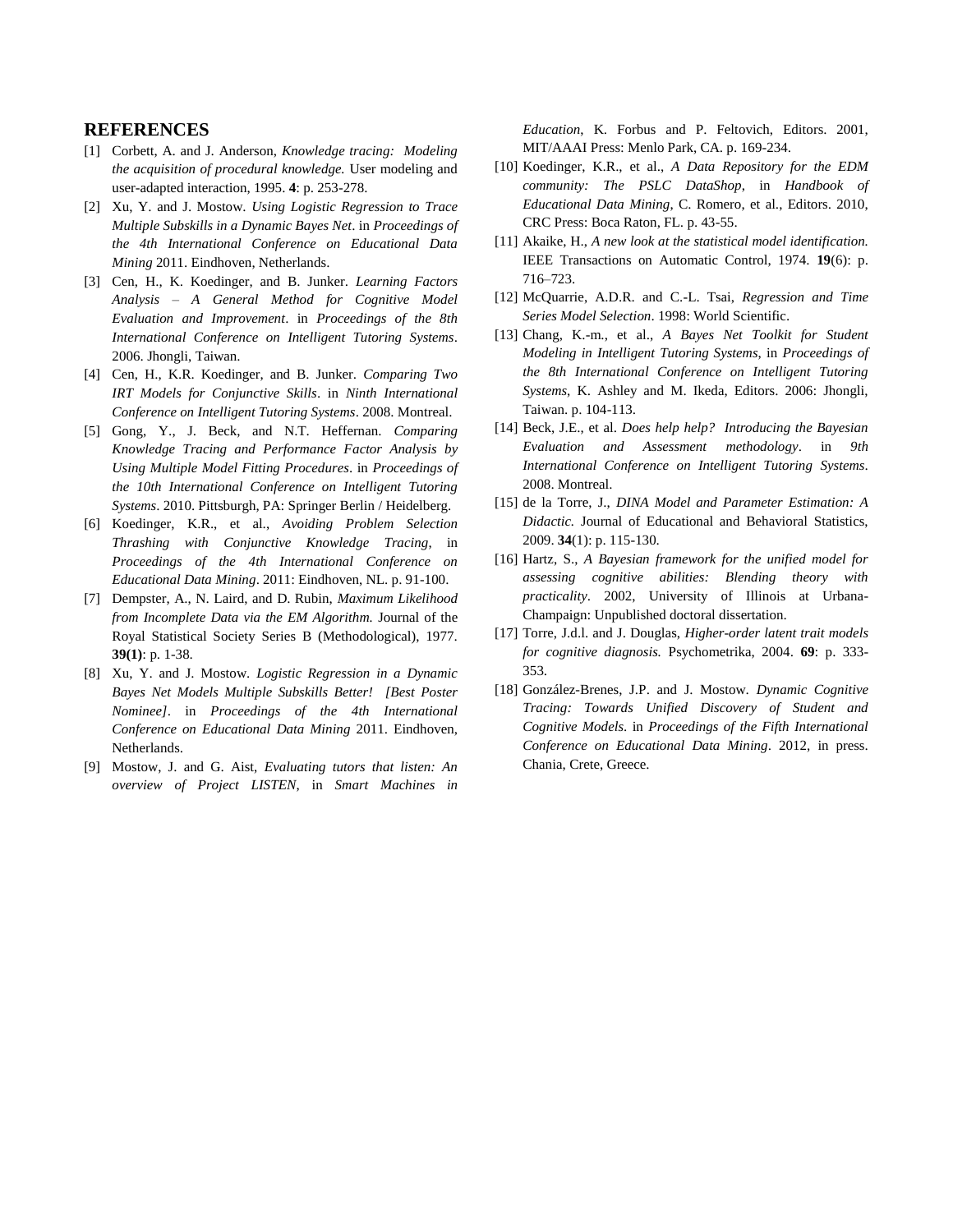## REFERENCES

[1] Corbett, A. and J. Anderson, *Knowledge tracing: Modeling the acquisition of procedural knowledge.* User modeling and user-adapted interaction, 1995. **4**: p. 253-278.

[2] Xu, Y. and J. Mostow. *Using Logistic Regression to Trace Multiple Subskills in a Dynamic Bayes Net*. in *Proceedings of the 4th International Conference on Educational Data Mining* 2011. Eindhoven, Netherlands.

[3] Cen, H., K. Koedinger, and B. Junker. *Learning Factors Analysis – A General Method for Cognitive Model Evaluation and Improvement*. in *Proceedings of the 8th International Conference on Intelligent Tutoring Systems*. 2006. Jhongli, Taiwan.

[4] Cen, H., K.R. Koedinger, and B. Junker. *Comparing Two IRT Models for Conjunctive Skills*. in *Ninth International Conference on Intelligent Tutoring Systems*. 2008. Montreal.

[5] Gong, Y., J. Beck, and N.T. Heffernan. *Comparing Knowledge Tracing and Performance Factor Analysis by Using Multiple Model Fitting Procedures*. in *Proceedings of the 10th International Conference on Intelligent Tutoring Systems*. 2010. Pittsburgh, PA: Springer Berlin / Heidelberg.

[6] Koedinger, K.R., et al., *Avoiding Problem Selection Thrashing with Conjunctive Knowledge Tracing*, in *Proceedings of the 4th International Conference on Educational Data Mining*. 2011: Eindhoven, NL. p. 91-100.

[7] Dempster, A., N. Laird, and D. Rubin, *Maximum Likelihood from Incomplete Data via the EM Algorithm.* Journal of the Royal Statistical Society Series B (Methodological), 1977. **39(1)**: p. 1-38.

[8] Xu, Y. and J. Mostow. *Logistic Regression in a Dynamic Bayes Net Models Multiple Subskills Better! [Best Poster Nominee]*. in *Proceedings of the 4th International Conference on Educational Data Mining* 2011. Eindhoven, Netherlands.

[9] Mostow, J. and G. Aist, *Evaluating tutors that listen: An overview of Project LISTEN*, in *Smart Machines in Education*, K. Forbus and P. Feltovich, Editors. 2001, MIT/AAAI Press: Menlo Park, CA. p. 169-234.

[10] Koedinger, K.R., et al., *A Data Repository for the EDM community: The PSLC DataShop*, in *Handbook of Educational Data Mining*, C. Romero, et al., Editors. 2010, CRC Press: Boca Raton, FL. p. 43-55.

[11] Akaike, H., *A new look at the statistical model identification.* IEEE Transactions on Automatic Control, 1974. **19**(6): p. 716–723.

[12] McQuarrie, A.D.R. and C.-L. Tsai, *Regression and Time Series Model Selection*. 1998: World Scientific.

[13] Chang, K.-m., et al., *A Bayes Net Toolkit for Student Modeling in Intelligent Tutoring Systems*, in *Proceedings of the 8th International Conference on Intelligent Tutoring Systems*, K. Ashley and M. Ikeda, Editors. 2006: Jhongli, Taiwan. p. 104-113.

[14] Beck, J.E., et al. *Does help help? Introducing the Bayesian Evaluation and Assessment methodology*. in *9th International Conference on Intelligent Tutoring Systems*. 2008. Montreal.

[15] de la Torre, J., *DINA Model and Parameter Estimation: A Didactic.* Journal of Educational and Behavioral Statistics, 2009. **34**(1): p. 115-130.

[16] Hartz, S., *A Bayesian framework for the unified model for assessing cognitive abilities: Blending theory with practicality*. 2002, University of Illinois at Urbana-Champaign: Unpublished doctoral dissertation.

[17] Torre, J.d.l. and J. Douglas, *Higher-order latent trait models for cognitive diagnosis.* Psychometrika, 2004. **69**: p. 333-353.

[18] González-Brenes, J.P. and J. Mostow. *Dynamic Cognitive Tracing: Towards Unified Discovery of Student and Cognitive Models*. in *Proceedings of the Fifth International Conference on Educational Data Mining*. 2012, in press. Chania, Crete, Greece.